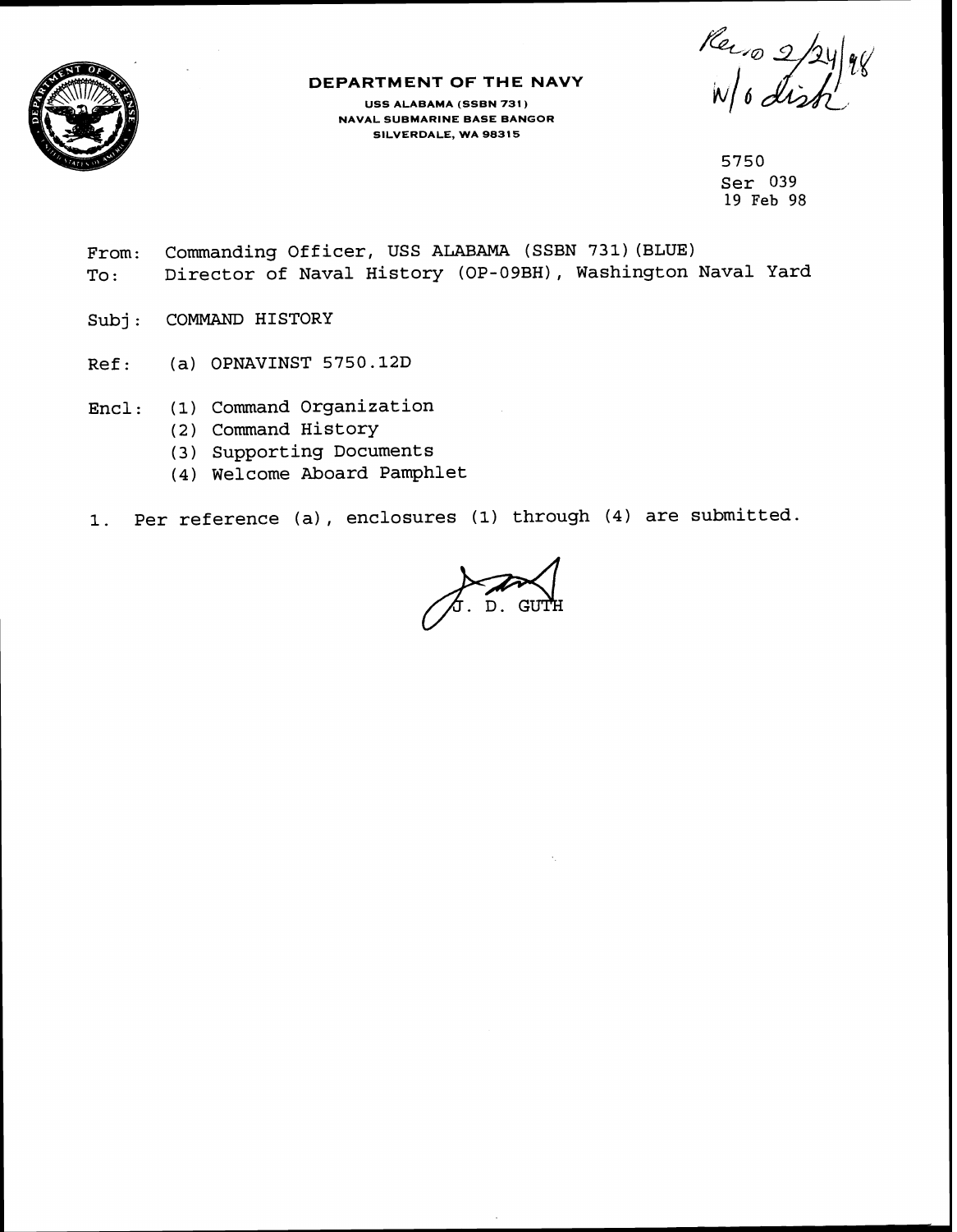Recd 2/24/98
w/o dish

**DEPARTMENT OF THE NAVY**

**USS ALABAMA (SSBN 731)**
**NAVAL SUBMARINE BASE BANGOR**
**SILVERDALE, WA 98315**

5750
Ser 039
19 Feb 98

From: Commanding Officer, USS ALABAMA (SSBN 731)(BLUE)
To: Director of Naval History (OP-09BH), Washington Naval Yard

Subj: COMMAND HISTORY

Ref: (a) OPNAVINST 5750.12D

Encl: (1) Command Organization
(2) Command History
(3) Supporting Documents
(4) Welcome Aboard Pamphlet

1. Per reference (a), enclosures (1) through (4) are submitted.

J. D. GUTH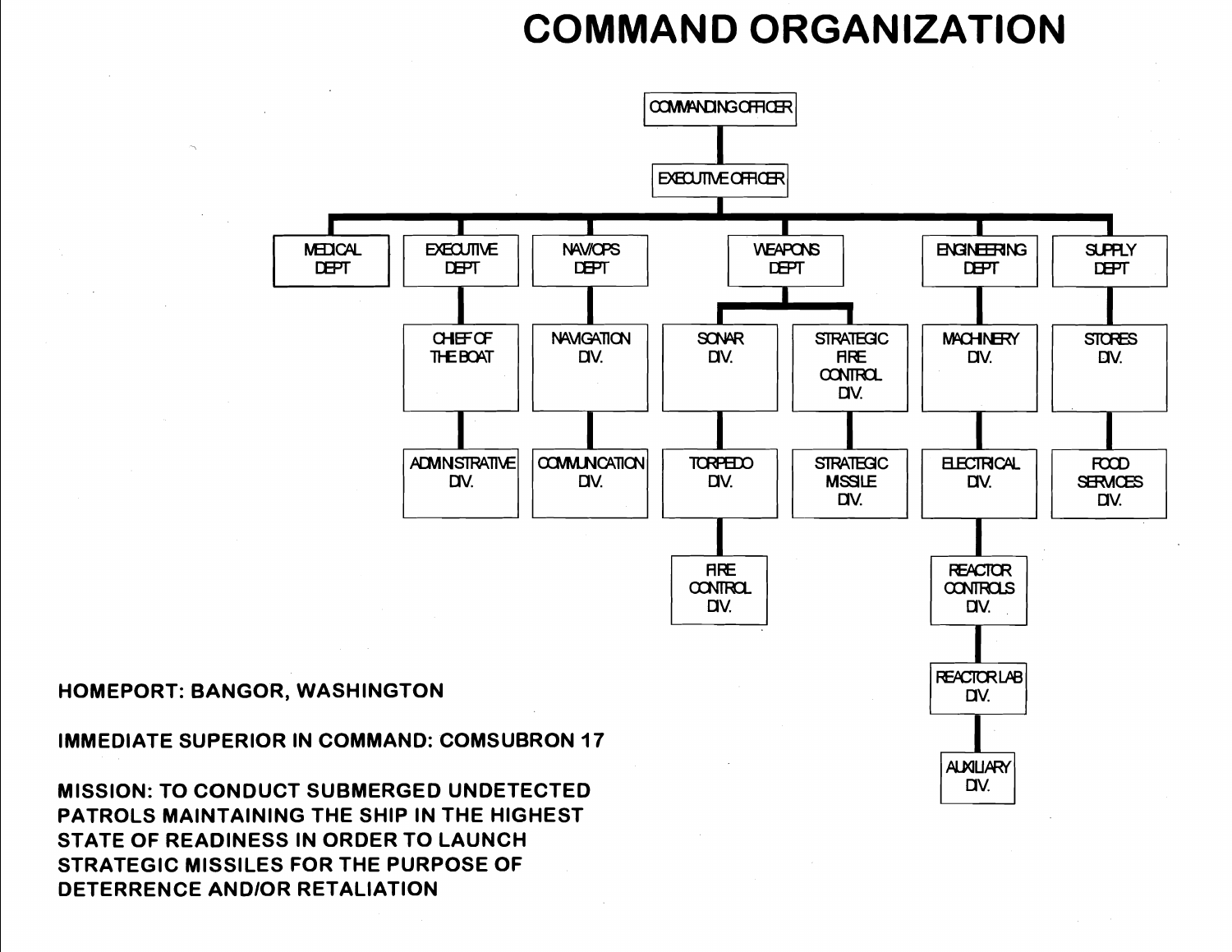# COMMAND ORGANIZATION

- COMMANDING OFFICER
  - EXECUTIVE OFFICER
    - MEDICAL DEPT
    - EXECUTIVE DEPT
      - CHIEF OF THE BOAT
      - ADMINISTRATIVE DIV.
    - NAV/OPS DEPT
      - NAVIGATION DIV.
      - COMMUNICATION DIV.
    - WEAPONS DEPT
      - SONAR DIV.
        - TORPEDO DIV.
        - FIRE CONTROL DIV.
      - STRATEGIC FIRE CONTROL DIV.
        - STRATEGIC MISSILE DIV.
    - ENGINEERING DEPT
      - MACHINERY DIV.
      - ELECTRICAL DIV.
      - REACTOR CONTROLS DIV.
      - REACTOR LAB DIV.
      - AUXILIARY DIV.
    - SUPPLY DEPT
      - STORES DIV.
      - FOOD SERVICES DIV.

**HOMEPORT: BANGOR, WASHINGTON**

**IMMEDIATE SUPERIOR IN COMMAND: COMSUBRON 17**

**MISSION: TO CONDUCT SUBMERGED UNDETECTED PATROLS MAINTAINING THE SHIP IN THE HIGHEST STATE OF READINESS IN ORDER TO LAUNCH STRATEGIC MISSILES FOR THE PURPOSE OF DETERRENCE AND/OR RETALIATION**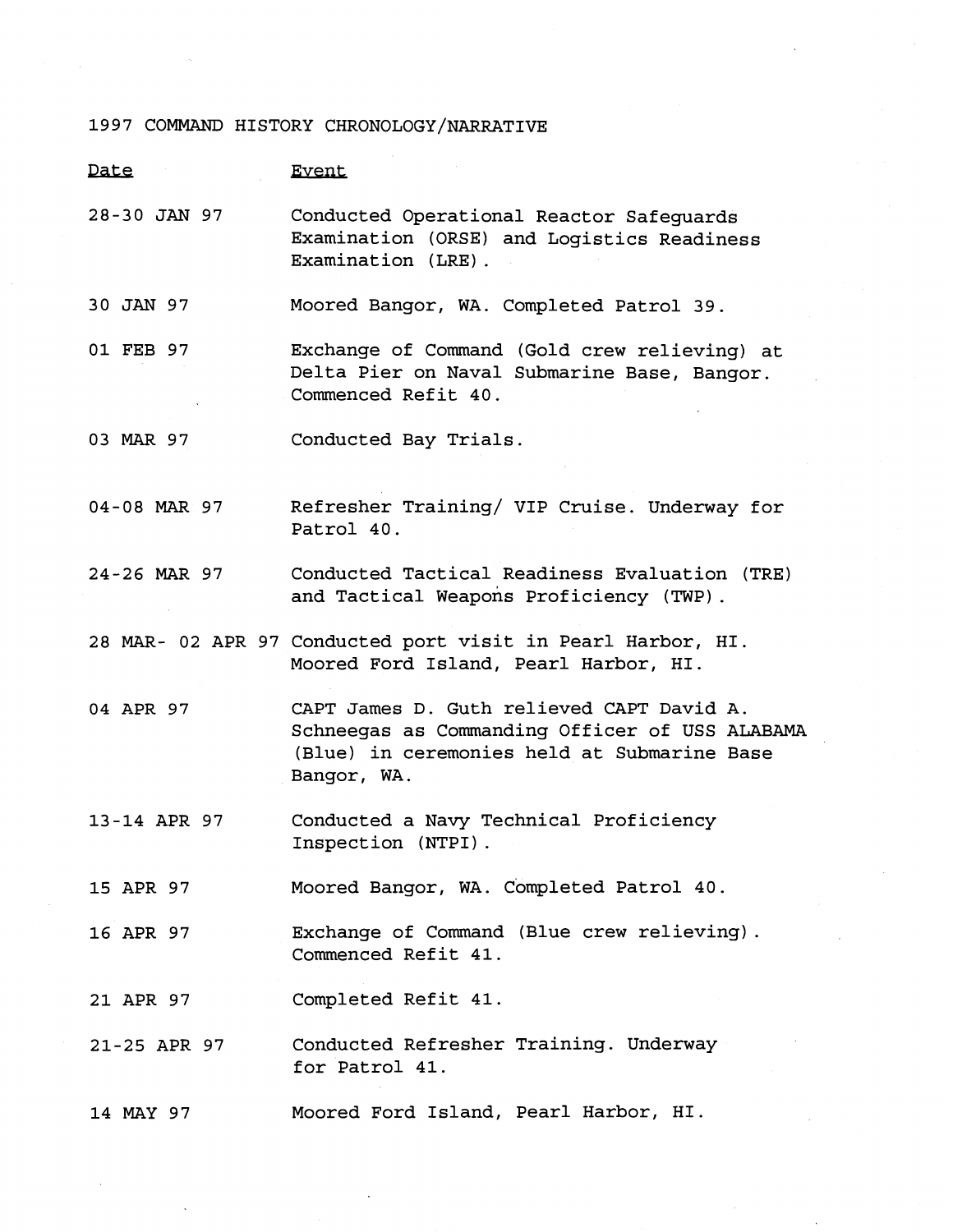1997 COMMAND HISTORY CHRONOLOGY/NARRATIVE

| Date | Event |
| --- | --- |
| 28-30 JAN 97 | Conducted Operational Reactor Safeguards Examination (ORSE) and Logistics Readiness Examination (LRE). |
| 30 JAN 97 | Moored Bangor, WA. Completed Patrol 39. |
| 01 FEB 97 | Exchange of Command (Gold crew relieving) at Delta Pier on Naval Submarine Base, Bangor. Commenced Refit 40. |
| 03 MAR 97 | Conducted Bay Trials. |
| 04-08 MAR 97 | Refresher Training/ VIP Cruise. Underway for Patrol 40. |
| 24-26 MAR 97 | Conducted Tactical Readiness Evaluation (TRE) and Tactical Weapons Proficiency (TWP). |
| 28 MAR- 02 APR 97 | Conducted port visit in Pearl Harbor, HI. Moored Ford Island, Pearl Harbor, HI. |
| 04 APR 97 | CAPT James D. Guth relieved CAPT David A. Schneegas as Commanding Officer of USS ALABAMA (Blue) in ceremonies held at Submarine Base Bangor, WA. |
| 13-14 APR 97 | Conducted a Navy Technical Proficiency Inspection (NTPI). |
| 15 APR 97 | Moored Bangor, WA. Completed Patrol 40. |
| 16 APR 97 | Exchange of Command (Blue crew relieving). Commenced Refit 41. |
| 21 APR 97 | Completed Refit 41. |
| 21-25 APR 97 | Conducted Refresher Training. Underway for Patrol 41. |
| 14 MAY 97 | Moored Ford Island, Pearl Harbor, HI. |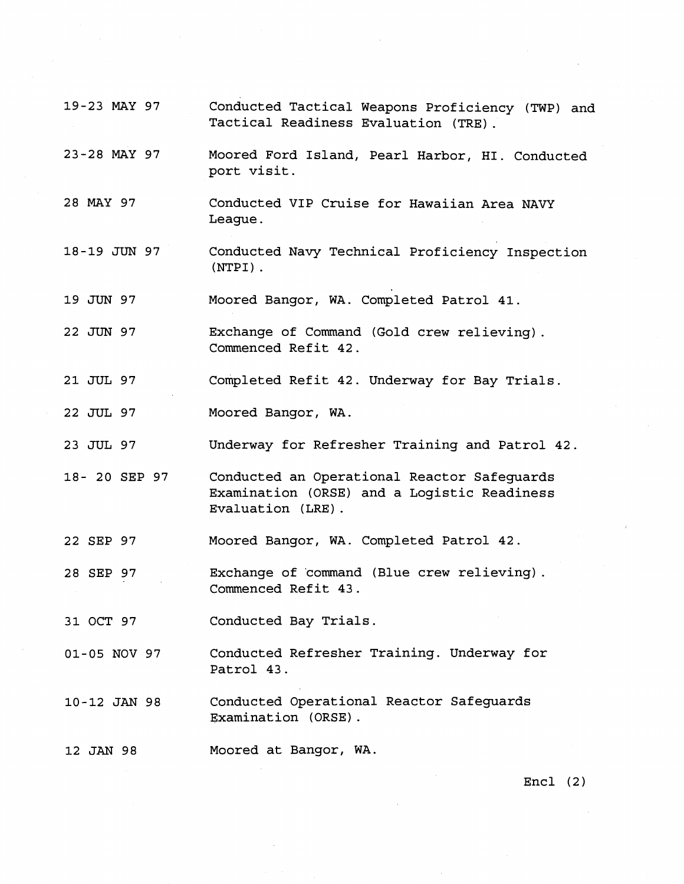| | |
|---|---|
| 19-23 MAY 97 | Conducted Tactical Weapons Proficiency (TWP) and Tactical Readiness Evaluation (TRE). |
| 23-28 MAY 97 | Moored Ford Island, Pearl Harbor, HI. Conducted port visit. |
| 28 MAY 97 | Conducted VIP Cruise for Hawaiian Area NAVY League. |
| 18-19 JUN 97 | Conducted Navy Technical Proficiency Inspection (NTPI). |
| 19 JUN 97 | Moored Bangor, WA. Completed Patrol 41. |
| 22 JUN 97 | Exchange of Command (Gold crew relieving). Commenced Refit 42. |
| 21 JUL 97 | Completed Refit 42. Underway for Bay Trials. |
| 22 JUL 97 | Moored Bangor, WA. |
| 23 JUL 97 | Underway for Refresher Training and Patrol 42. |
| 18- 20 SEP 97 | Conducted an Operational Reactor Safeguards Examination (ORSE) and a Logistic Readiness Evaluation (LRE). |
| 22 SEP 97 | Moored Bangor, WA. Completed Patrol 42. |
| 28 SEP 97 | Exchange of command (Blue crew relieving). Commenced Refit 43. |
| 31 OCT 97 | Conducted Bay Trials. |
| 01-05 NOV 97 | Conducted Refresher Training. Underway for Patrol 43. |
| 10-12 JAN 98 | Conducted Operational Reactor Safeguards Examination (ORSE). |
| 12 JAN 98 | Moored at Bangor, WA. |

Encl (2)